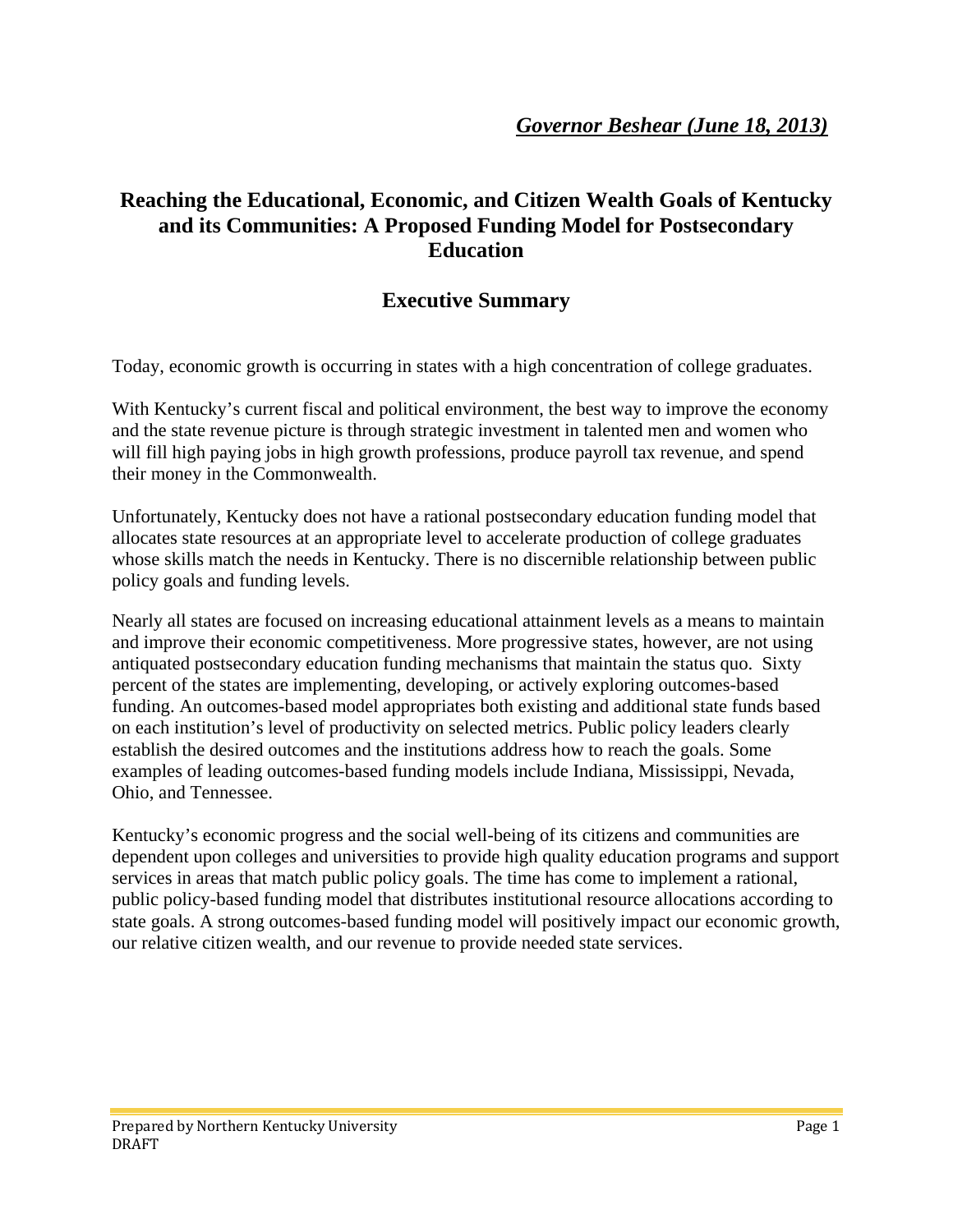***Governor Beshear (June 18, 2013)***

# Reaching the Educational, Economic, and Citizen Wealth Goals of Kentucky and its Communities: A Proposed Funding Model for Postsecondary Education

## Executive Summary

Today, economic growth is occurring in states with a high concentration of college graduates.

With Kentucky's current fiscal and political environment, the best way to improve the economy and the state revenue picture is through strategic investment in talented men and women who will fill high paying jobs in high growth professions, produce payroll tax revenue, and spend their money in the Commonwealth.

Unfortunately, Kentucky does not have a rational postsecondary education funding model that allocates state resources at an appropriate level to accelerate production of college graduates whose skills match the needs in Kentucky. There is no discernible relationship between public policy goals and funding levels.

Nearly all states are focused on increasing educational attainment levels as a means to maintain and improve their economic competitiveness. More progressive states, however, are not using antiquated postsecondary education funding mechanisms that maintain the status quo. Sixty percent of the states are implementing, developing, or actively exploring outcomes-based funding. An outcomes-based model appropriates both existing and additional state funds based on each institution's level of productivity on selected metrics. Public policy leaders clearly establish the desired outcomes and the institutions address how to reach the goals. Some examples of leading outcomes-based funding models include Indiana, Mississippi, Nevada, Ohio, and Tennessee.

Kentucky's economic progress and the social well-being of its citizens and communities are dependent upon colleges and universities to provide high quality education programs and support services in areas that match public policy goals. The time has come to implement a rational, public policy-based funding model that distributes institutional resource allocations according to state goals. A strong outcomes-based funding model will positively impact our economic growth, our relative citizen wealth, and our revenue to provide needed state services.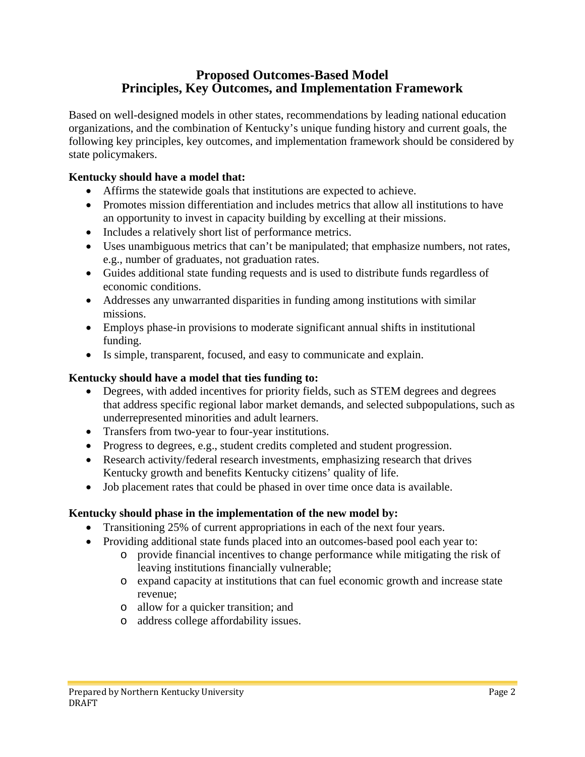# Proposed Outcomes-Based Model
# Principles, Key Outcomes, and Implementation Framework

Based on well-designed models in other states, recommendations by leading national education organizations, and the combination of Kentucky's unique funding history and current goals, the following key principles, key outcomes, and implementation framework should be considered by state policymakers.

**Kentucky should have a model that:**

- Affirms the statewide goals that institutions are expected to achieve.
- Promotes mission differentiation and includes metrics that allow all institutions to have an opportunity to invest in capacity building by excelling at their missions.
- Includes a relatively short list of performance metrics.
- Uses unambiguous metrics that can't be manipulated; that emphasize numbers, not rates, e.g., number of graduates, not graduation rates.
- Guides additional state funding requests and is used to distribute funds regardless of economic conditions.
- Addresses any unwarranted disparities in funding among institutions with similar missions.
- Employs phase-in provisions to moderate significant annual shifts in institutional funding.
- Is simple, transparent, focused, and easy to communicate and explain.

**Kentucky should have a model that ties funding to:**

- Degrees, with added incentives for priority fields, such as STEM degrees and degrees that address specific regional labor market demands, and selected subpopulations, such as underrepresented minorities and adult learners.
- Transfers from two-year to four-year institutions.
- Progress to degrees, e.g., student credits completed and student progression.
- Research activity/federal research investments, emphasizing research that drives Kentucky growth and benefits Kentucky citizens' quality of life.
- Job placement rates that could be phased in over time once data is available.

**Kentucky should phase in the implementation of the new model by:**

- Transitioning 25% of current appropriations in each of the next four years.
- Providing additional state funds placed into an outcomes-based pool each year to:
    - provide financial incentives to change performance while mitigating the risk of leaving institutions financially vulnerable;
    - expand capacity at institutions that can fuel economic growth and increase state revenue;
    - allow for a quicker transition; and
    - address college affordability issues.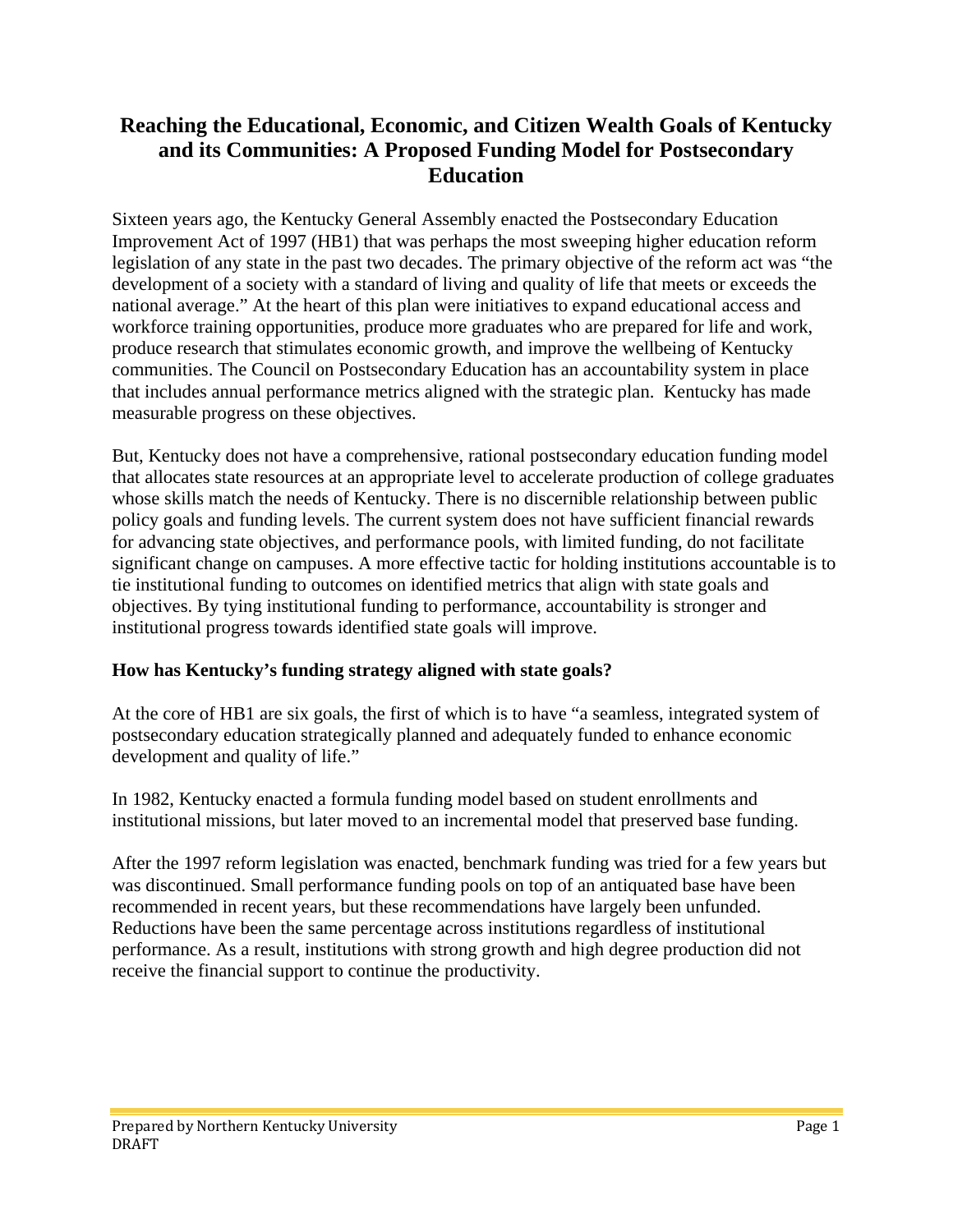# Reaching the Educational, Economic, and Citizen Wealth Goals of Kentucky and its Communities: A Proposed Funding Model for Postsecondary Education

Sixteen years ago, the Kentucky General Assembly enacted the Postsecondary Education Improvement Act of 1997 (HB1) that was perhaps the most sweeping higher education reform legislation of any state in the past two decades. The primary objective of the reform act was "the development of a society with a standard of living and quality of life that meets or exceeds the national average." At the heart of this plan were initiatives to expand educational access and workforce training opportunities, produce more graduates who are prepared for life and work, produce research that stimulates economic growth, and improve the wellbeing of Kentucky communities. The Council on Postsecondary Education has an accountability system in place that includes annual performance metrics aligned with the strategic plan. Kentucky has made measurable progress on these objectives.

But, Kentucky does not have a comprehensive, rational postsecondary education funding model that allocates state resources at an appropriate level to accelerate production of college graduates whose skills match the needs of Kentucky. There is no discernible relationship between public policy goals and funding levels. The current system does not have sufficient financial rewards for advancing state objectives, and performance pools, with limited funding, do not facilitate significant change on campuses. A more effective tactic for holding institutions accountable is to tie institutional funding to outcomes on identified metrics that align with state goals and objectives. By tying institutional funding to performance, accountability is stronger and institutional progress towards identified state goals will improve.

### How has Kentucky's funding strategy aligned with state goals?

At the core of HB1 are six goals, the first of which is to have "a seamless, integrated system of postsecondary education strategically planned and adequately funded to enhance economic development and quality of life."

In 1982, Kentucky enacted a formula funding model based on student enrollments and institutional missions, but later moved to an incremental model that preserved base funding.

After the 1997 reform legislation was enacted, benchmark funding was tried for a few years but was discontinued. Small performance funding pools on top of an antiquated base have been recommended in recent years, but these recommendations have largely been unfunded. Reductions have been the same percentage across institutions regardless of institutional performance. As a result, institutions with strong growth and high degree production did not receive the financial support to continue the productivity.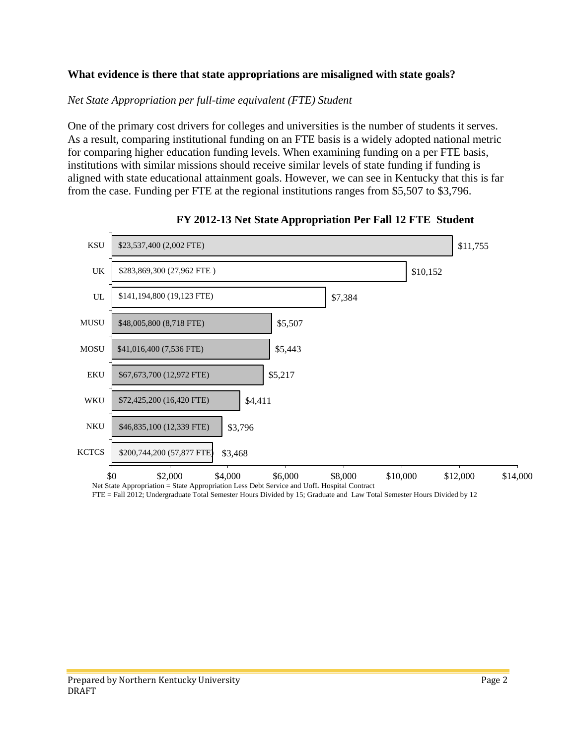**What evidence is there that state appropriations are misaligned with state goals?**

*Net State Appropriation per full-time equivalent (FTE) Student*

One of the primary cost drivers for colleges and universities is the number of students it serves. As a result, comparing institutional funding on an FTE basis is a widely adopted national metric for comparing higher education funding levels. When examining funding on a per FTE basis, institutions with similar missions should receive similar levels of state funding if funding is aligned with state educational attainment goals. However, we can see in Kentucky that this is far from the case. Funding per FTE at the regional institutions ranges from \$5,507 to \$3,796.

**FY 2012-13 Net State Appropriation Per Fall 12 FTE Student**

| Institution | Net State Appropriation (FTE) | Per FTE |
|---|---|---|
| KSU | $23,537,400 (2,002 FTE) | $11,755 |
| UK | $283,869,300 (27,962 FTE ) | $10,152 |
| UL | $141,194,800 (19,123 FTE) | $7,384 |
| MUSU | $48,005,800 (8,718 FTE) | $5,507 |
| MOSU | $41,016,400 (7,536 FTE) | $5,443 |
| EKU | $67,673,700 (12,972 FTE) | $5,217 |
| WKU | $72,425,200 (16,420 FTE) | $4,411 |
| NKU | $46,835,100 (12,339 FTE) | $3,796 |
| KCTCS | $200,744,200 (57,877 FTE) | $3,468 |

Net State Appropriation = State Appropriation Less Debt Service and UofL Hospital Contract

FTE = Fall 2012; Undergraduate Total Semester Hours Divided by 15; Graduate and Law Total Semester Hours Divided by 12

Prepared by Northern Kentucky University
DRAFT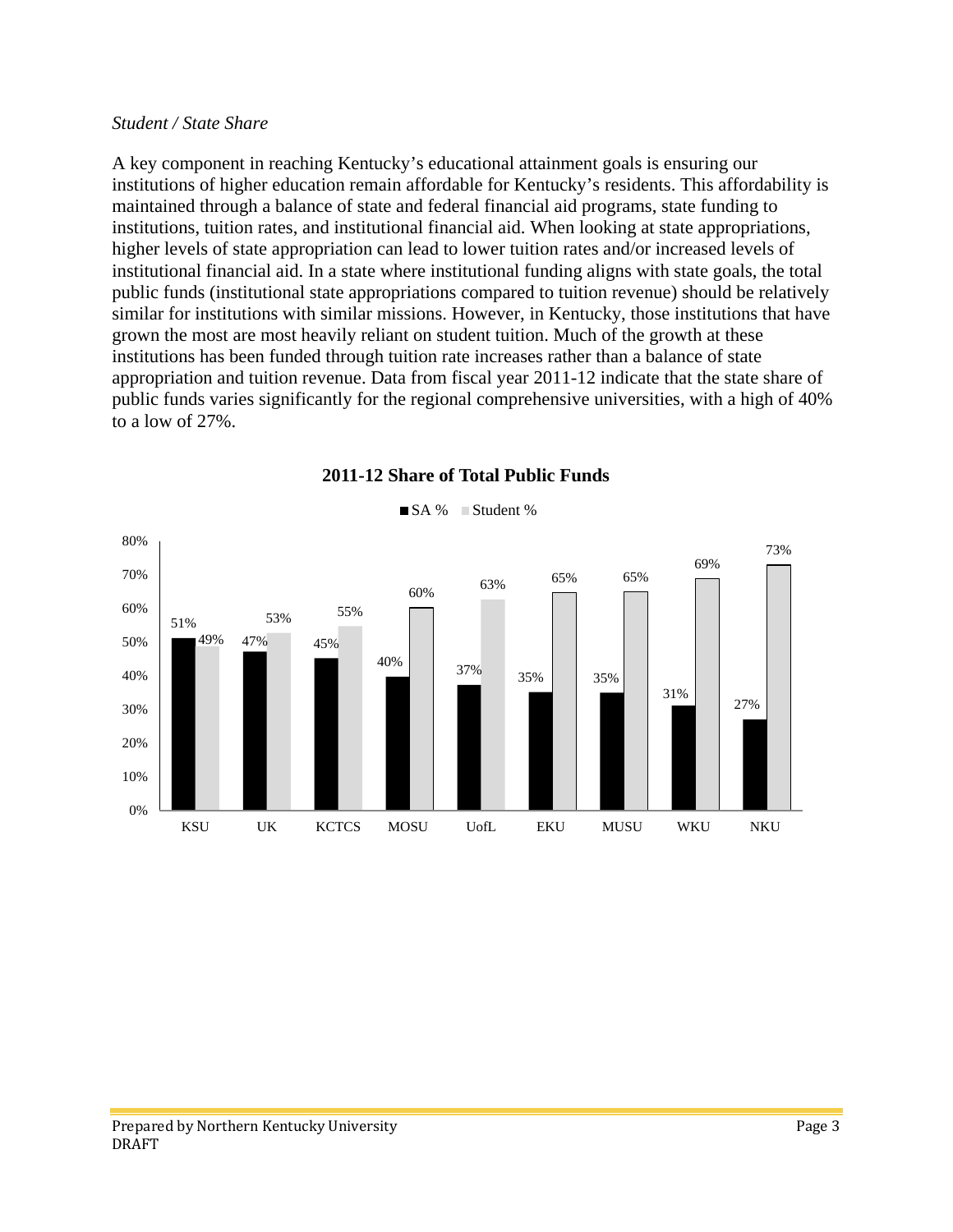*Student / State Share*

A key component in reaching Kentucky's educational attainment goals is ensuring our institutions of higher education remain affordable for Kentucky's residents. This affordability is maintained through a balance of state and federal financial aid programs, state funding to institutions, tuition rates, and institutional financial aid. When looking at state appropriations, higher levels of state appropriation can lead to lower tuition rates and/or increased levels of institutional financial aid. In a state where institutional funding aligns with state goals, the total public funds (institutional state appropriations compared to tuition revenue) should be relatively similar for institutions with similar missions. However, in Kentucky, those institutions that have grown the most are most heavily reliant on student tuition. Much of the growth at these institutions has been funded through tuition rate increases rather than a balance of state appropriation and tuition revenue. Data from fiscal year 2011-12 indicate that the state share of public funds varies significantly for the regional comprehensive universities, with a high of 40% to a low of 27%.

**2011-12 Share of Total Public Funds**

| Institution | SA % | Student % |
|---|---|---|
| KSU | 51% | 49% |
| UK | 47% | 53% |
| KCTCS | 45% | 55% |
| MOSU | 40% | 60% |
| UofL | 37% | 63% |
| EKU | 35% | 65% |
| MUSU | 35% | 65% |
| WKU | 31% | 69% |
| NKU | 27% | 73% |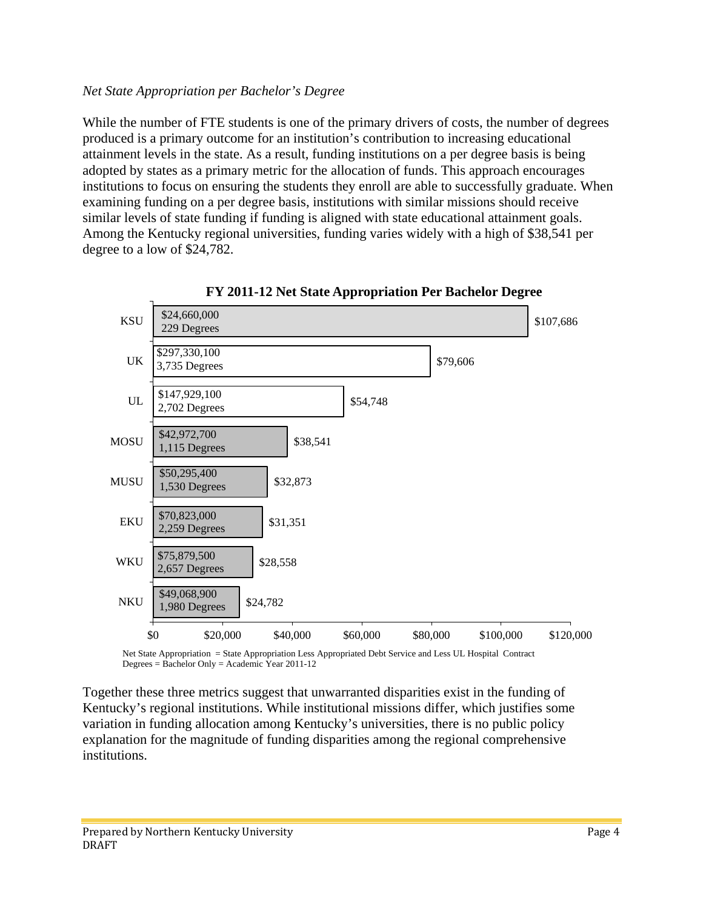*Net State Appropriation per Bachelor's Degree*

While the number of FTE students is one of the primary drivers of costs, the number of degrees produced is a primary outcome for an institution's contribution to increasing educational attainment levels in the state. As a result, funding institutions on a per degree basis is being adopted by states as a primary metric for the allocation of funds. This approach encourages institutions to focus on ensuring the students they enroll are able to successfully graduate. When examining funding on a per degree basis, institutions with similar missions should receive similar levels of state funding if funding is aligned with state educational attainment goals. Among the Kentucky regional universities, funding varies widely with a high of $38,541 per degree to a low of $24,782.

**FY 2011-12 Net State Appropriation Per Bachelor Degree**

| Institution | Net State Appropriation | Degrees | Per Degree |
| --- | --- | --- | --- |
| KSU | $24,660,000 | 229 Degrees | $107,686 |
| UK | $297,330,100 | 3,735 Degrees | $79,606 |
| UL | $147,929,100 | 2,702 Degrees | $54,748 |
| MOSU | $42,972,700 | 1,115 Degrees | $38,541 |
| MUSU | $50,295,400 | 1,530 Degrees | $32,873 |
| EKU | $70,823,000 | 2,259 Degrees | $31,351 |
| WKU | $75,879,500 | 2,657 Degrees | $28,558 |
| NKU | $49,068,900 | 1,980 Degrees | $24,782 |

Net State Appropriation = State Appropriation Less Appropriated Debt Service and Less UL Hospital Contract
Degrees = Bachelor Only = Academic Year 2011-12

Together these three metrics suggest that unwarranted disparities exist in the funding of Kentucky's regional institutions. While institutional missions differ, which justifies some variation in funding allocation among Kentucky's universities, there is no public policy explanation for the magnitude of funding disparities among the regional comprehensive institutions.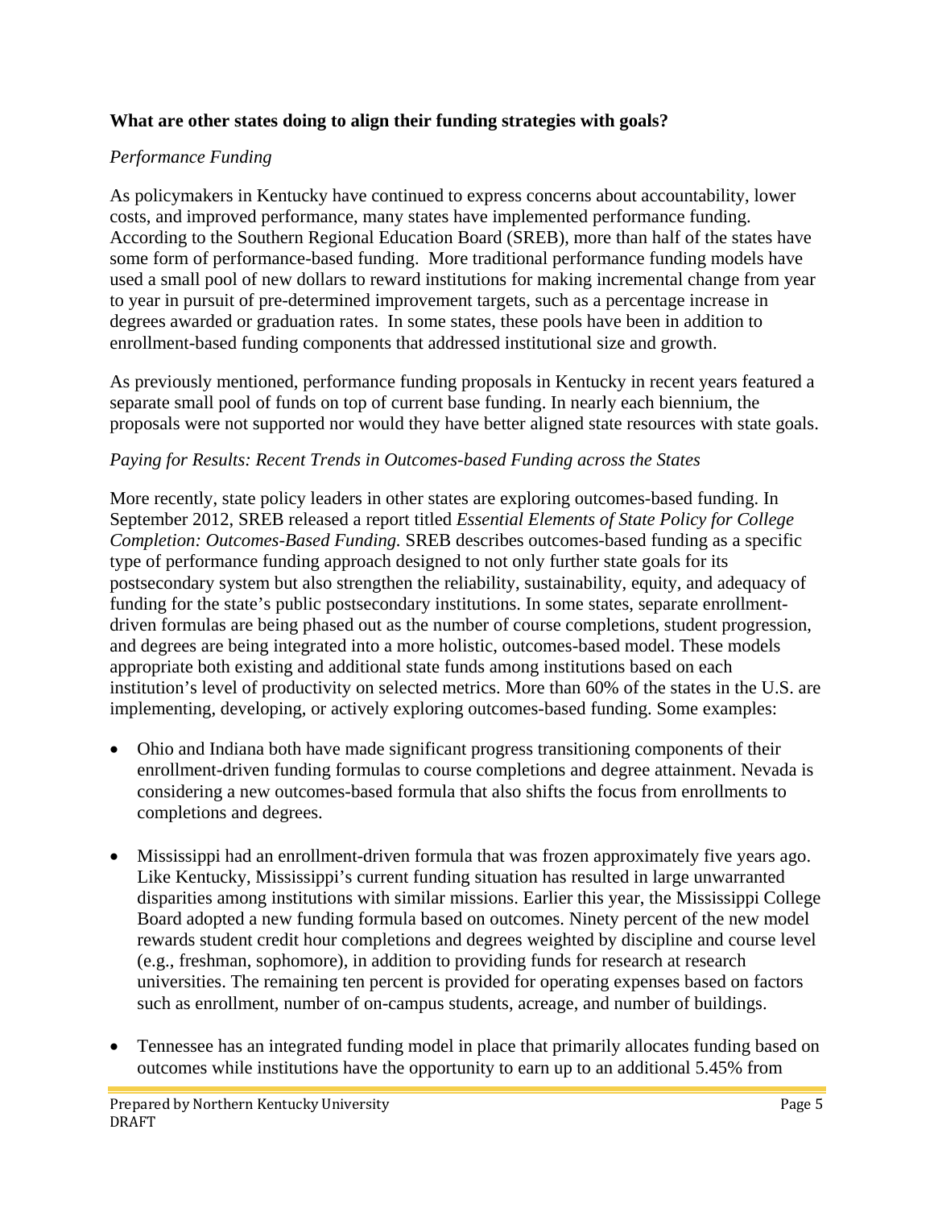**What are other states doing to align their funding strategies with goals?**

*Performance Funding*

As policymakers in Kentucky have continued to express concerns about accountability, lower costs, and improved performance, many states have implemented performance funding. According to the Southern Regional Education Board (SREB), more than half of the states have some form of performance-based funding. More traditional performance funding models have used a small pool of new dollars to reward institutions for making incremental change from year to year in pursuit of pre-determined improvement targets, such as a percentage increase in degrees awarded or graduation rates. In some states, these pools have been in addition to enrollment-based funding components that addressed institutional size and growth.

As previously mentioned, performance funding proposals in Kentucky in recent years featured a separate small pool of funds on top of current base funding. In nearly each biennium, the proposals were not supported nor would they have better aligned state resources with state goals.

*Paying for Results: Recent Trends in Outcomes-based Funding across the States*

More recently, state policy leaders in other states are exploring outcomes-based funding. In September 2012, SREB released a report titled *Essential Elements of State Policy for College Completion: Outcomes-Based Funding.* SREB describes outcomes-based funding as a specific type of performance funding approach designed to not only further state goals for its postsecondary system but also strengthen the reliability, sustainability, equity, and adequacy of funding for the state's public postsecondary institutions. In some states, separate enrollment-driven formulas are being phased out as the number of course completions, student progression, and degrees are being integrated into a more holistic, outcomes-based model. These models appropriate both existing and additional state funds among institutions based on each institution's level of productivity on selected metrics. More than 60% of the states in the U.S. are implementing, developing, or actively exploring outcomes-based funding. Some examples:

- Ohio and Indiana both have made significant progress transitioning components of their enrollment-driven funding formulas to course completions and degree attainment. Nevada is considering a new outcomes-based formula that also shifts the focus from enrollments to completions and degrees.

- Mississippi had an enrollment-driven formula that was frozen approximately five years ago. Like Kentucky, Mississippi's current funding situation has resulted in large unwarranted disparities among institutions with similar missions. Earlier this year, the Mississippi College Board adopted a new funding formula based on outcomes. Ninety percent of the new model rewards student credit hour completions and degrees weighted by discipline and course level (e.g., freshman, sophomore), in addition to providing funds for research at research universities. The remaining ten percent is provided for operating expenses based on factors such as enrollment, number of on-campus students, acreage, and number of buildings.

- Tennessee has an integrated funding model in place that primarily allocates funding based on outcomes while institutions have the opportunity to earn up to an additional 5.45% from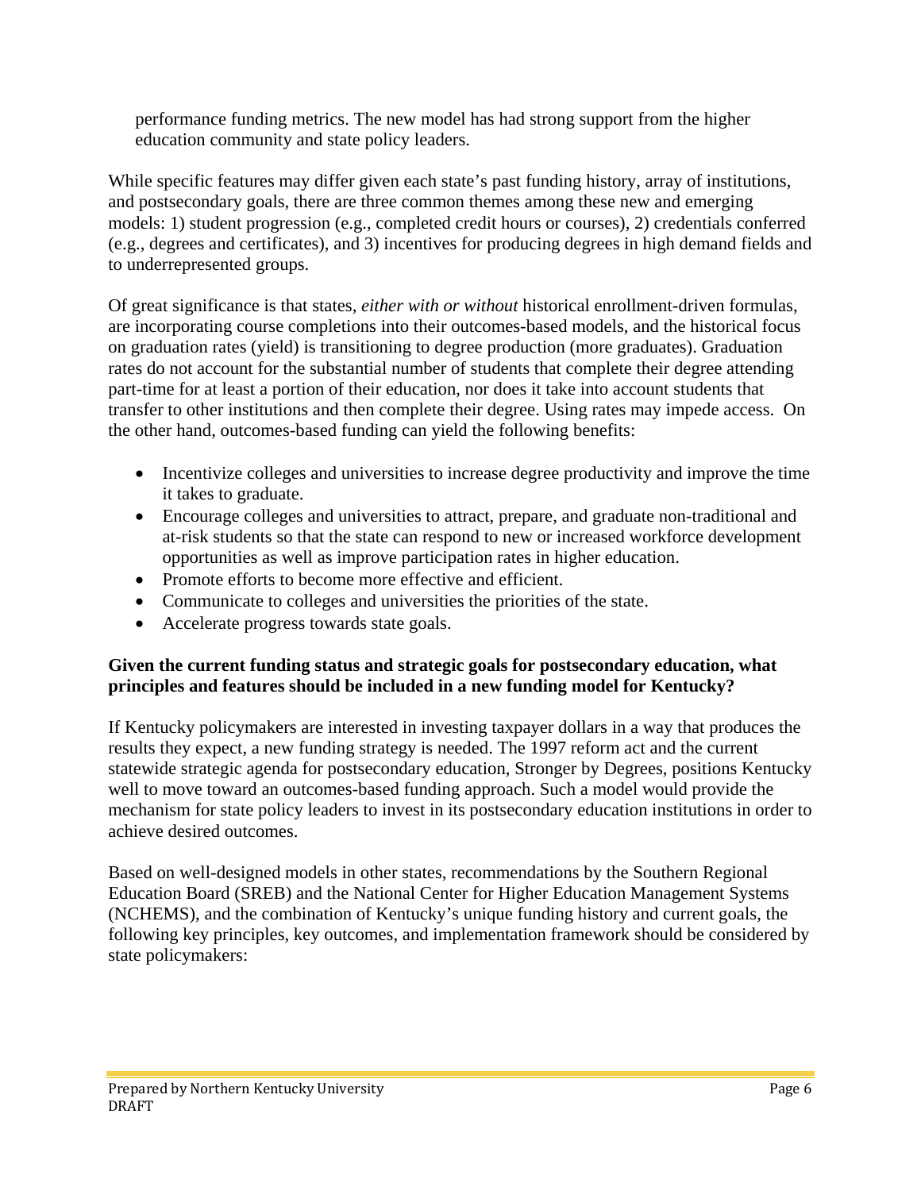performance funding metrics. The new model has had strong support from the higher education community and state policy leaders.

While specific features may differ given each state's past funding history, array of institutions, and postsecondary goals, there are three common themes among these new and emerging models: 1) student progression (e.g., completed credit hours or courses), 2) credentials conferred (e.g., degrees and certificates), and 3) incentives for producing degrees in high demand fields and to underrepresented groups.

Of great significance is that states, *either with or without* historical enrollment-driven formulas, are incorporating course completions into their outcomes-based models, and the historical focus on graduation rates (yield) is transitioning to degree production (more graduates). Graduation rates do not account for the substantial number of students that complete their degree attending part-time for at least a portion of their education, nor does it take into account students that transfer to other institutions and then complete their degree. Using rates may impede access. On the other hand, outcomes-based funding can yield the following benefits:

- Incentivize colleges and universities to increase degree productivity and improve the time it takes to graduate.
- Encourage colleges and universities to attract, prepare, and graduate non-traditional and at-risk students so that the state can respond to new or increased workforce development opportunities as well as improve participation rates in higher education.
- Promote efforts to become more effective and efficient.
- Communicate to colleges and universities the priorities of the state.
- Accelerate progress towards state goals.

**Given the current funding status and strategic goals for postsecondary education, what principles and features should be included in a new funding model for Kentucky?**

If Kentucky policymakers are interested in investing taxpayer dollars in a way that produces the results they expect, a new funding strategy is needed. The 1997 reform act and the current statewide strategic agenda for postsecondary education, Stronger by Degrees, positions Kentucky well to move toward an outcomes-based funding approach. Such a model would provide the mechanism for state policy leaders to invest in its postsecondary education institutions in order to achieve desired outcomes.

Based on well-designed models in other states, recommendations by the Southern Regional Education Board (SREB) and the National Center for Higher Education Management Systems (NCHEMS), and the combination of Kentucky's unique funding history and current goals, the following key principles, key outcomes, and implementation framework should be considered by state policymakers: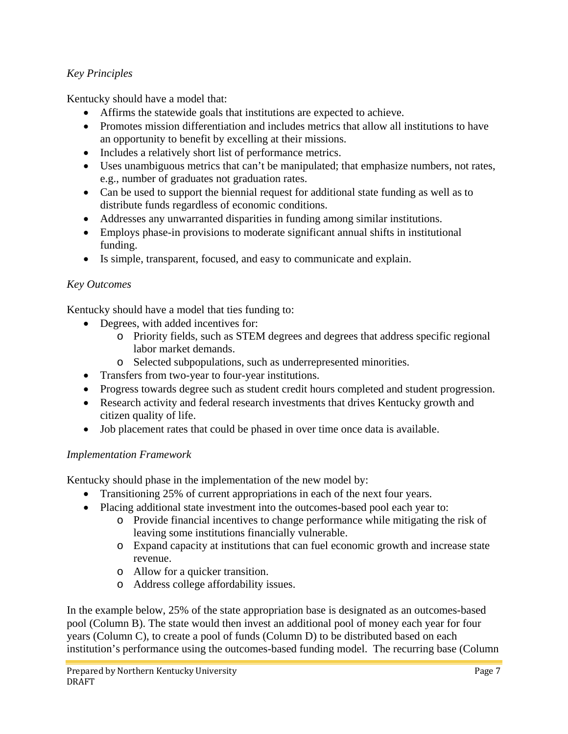*Key Principles*

Kentucky should have a model that:

- Affirms the statewide goals that institutions are expected to achieve.
- Promotes mission differentiation and includes metrics that allow all institutions to have an opportunity to benefit by excelling at their missions.
- Includes a relatively short list of performance metrics.
- Uses unambiguous metrics that can't be manipulated; that emphasize numbers, not rates, e.g., number of graduates not graduation rates.
- Can be used to support the biennial request for additional state funding as well as to distribute funds regardless of economic conditions.
- Addresses any unwarranted disparities in funding among similar institutions.
- Employs phase-in provisions to moderate significant annual shifts in institutional funding.
- Is simple, transparent, focused, and easy to communicate and explain.

*Key Outcomes*

Kentucky should have a model that ties funding to:

- Degrees, with added incentives for:
  - Priority fields, such as STEM degrees and degrees that address specific regional labor market demands.
  - Selected subpopulations, such as underrepresented minorities.
- Transfers from two-year to four-year institutions.
- Progress towards degree such as student credit hours completed and student progression.
- Research activity and federal research investments that drives Kentucky growth and citizen quality of life.
- Job placement rates that could be phased in over time once data is available.

*Implementation Framework*

Kentucky should phase in the implementation of the new model by:

- Transitioning 25% of current appropriations in each of the next four years.
- Placing additional state investment into the outcomes-based pool each year to:
  - Provide financial incentives to change performance while mitigating the risk of leaving some institutions financially vulnerable.
  - Expand capacity at institutions that can fuel economic growth and increase state revenue.
  - Allow for a quicker transition.
  - Address college affordability issues.

In the example below, 25% of the state appropriation base is designated as an outcomes-based pool (Column B). The state would then invest an additional pool of money each year for four years (Column C), to create a pool of funds (Column D) to be distributed based on each institution's performance using the outcomes-based funding model. The recurring base (Column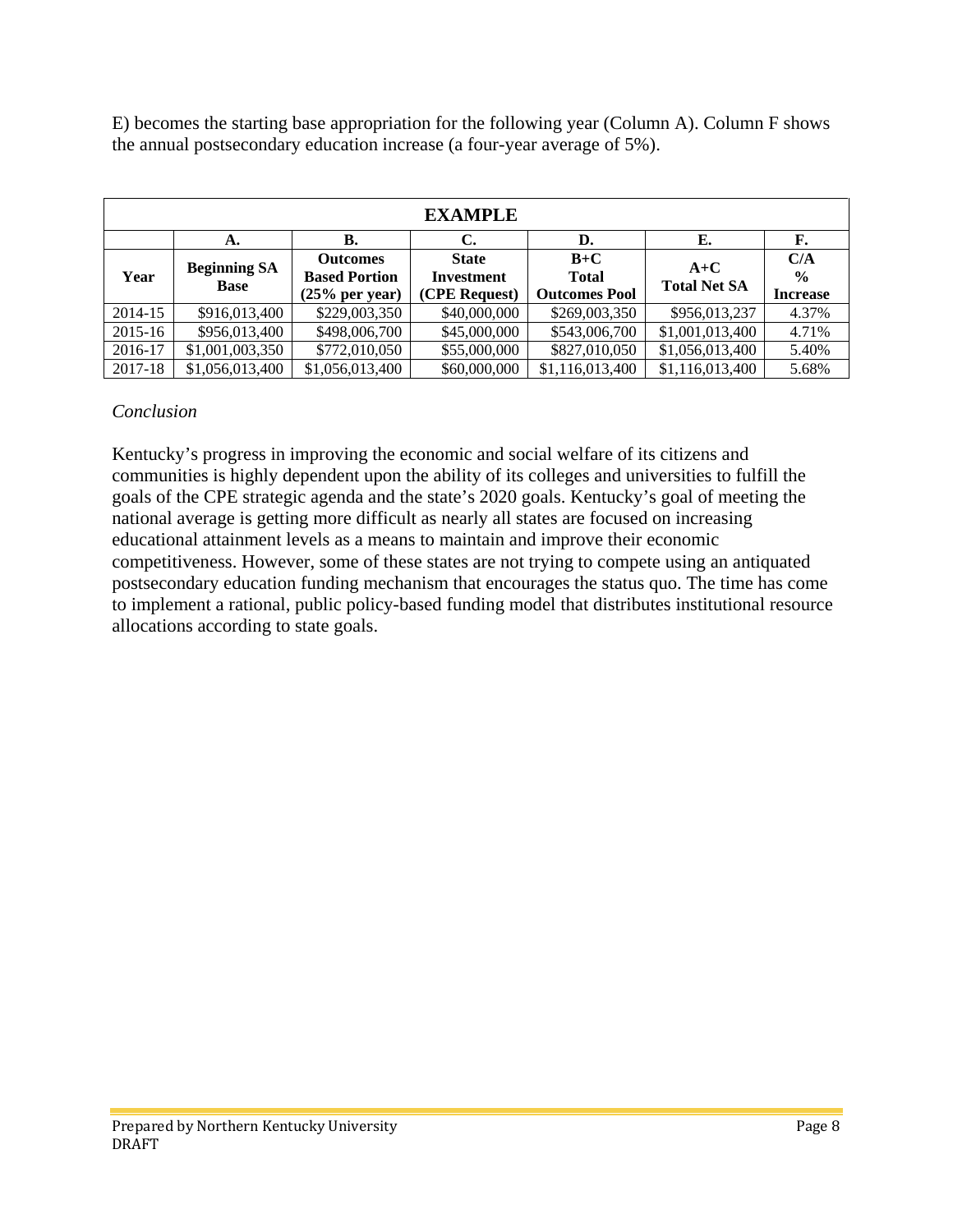E) becomes the starting base appropriation for the following year (Column A). Column F shows the annual postsecondary education increase (a four-year average of 5%).

| EXAMPLE | | | | | | |
|---|---|---|---|---|---|---|
| | **A.** | **B.** | **C.** | **D.** | **E.** | **F.** |
| **Year** | **Beginning SA Base** | **Outcomes Based Portion (25% per year)** | **State Investment (CPE Request)** | **B+C Total Outcomes Pool** | **A+C Total Net SA** | **C/A % Increase** |
| 2014-15 | $916,013,400 | $229,003,350 | $40,000,000 | $269,003,350 | $956,013,237 | 4.37% |
| 2015-16 | $956,013,400 | $498,006,700 | $45,000,000 | $543,006,700 | $1,001,013,400 | 4.71% |
| 2016-17 | $1,001,003,350 | $772,010,050 | $55,000,000 | $827,010,050 | $1,056,013,400 | 5.40% |
| 2017-18 | $1,056,013,400 | $1,056,013,400 | $60,000,000 | $1,116,013,400 | $1,116,013,400 | 5.68% |

*Conclusion*

Kentucky's progress in improving the economic and social welfare of its citizens and communities is highly dependent upon the ability of its colleges and universities to fulfill the goals of the CPE strategic agenda and the state's 2020 goals. Kentucky's goal of meeting the national average is getting more difficult as nearly all states are focused on increasing educational attainment levels as a means to maintain and improve their economic competitiveness. However, some of these states are not trying to compete using an antiquated postsecondary education funding mechanism that encourages the status quo. The time has come to implement a rational, public policy-based funding model that distributes institutional resource allocations according to state goals.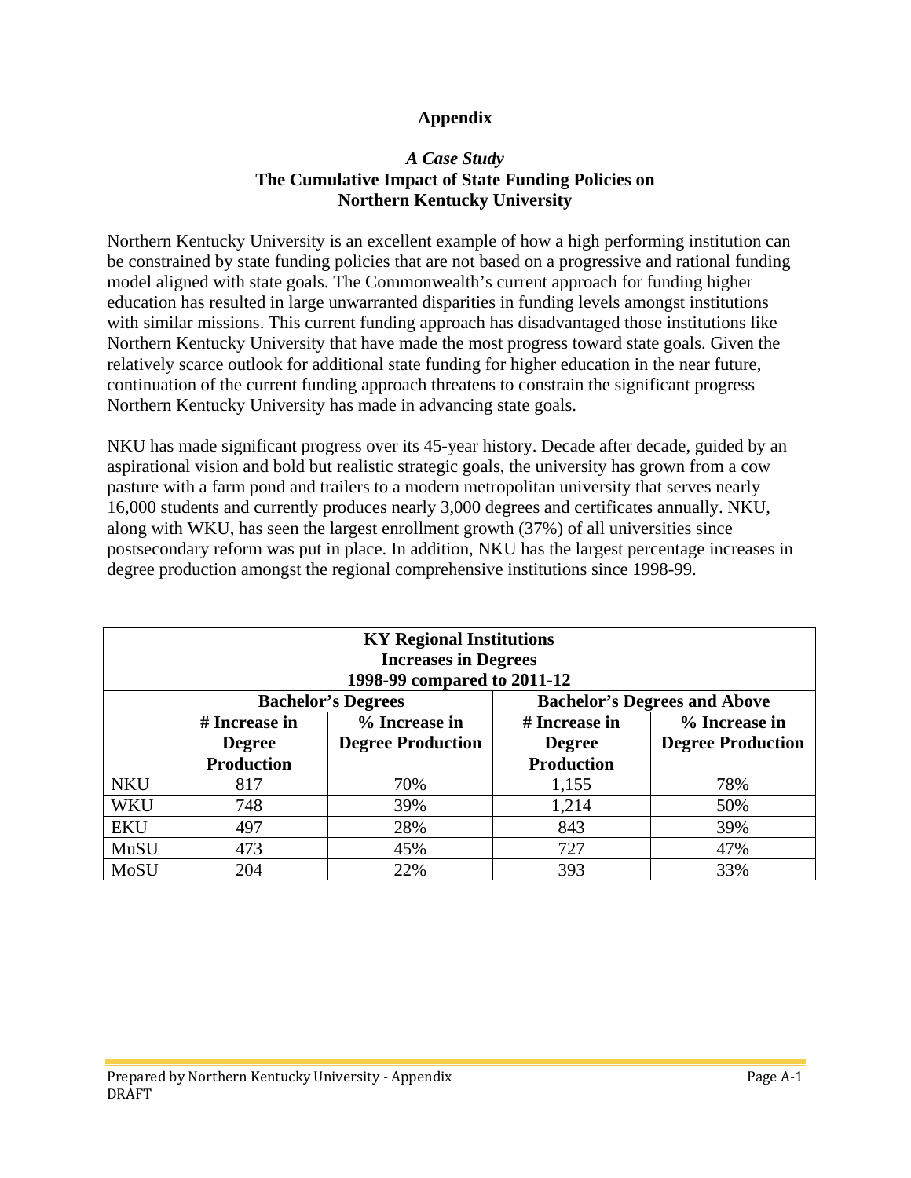# Appendix

## *A Case Study*
## The Cumulative Impact of State Funding Policies on Northern Kentucky University

Northern Kentucky University is an excellent example of how a high performing institution can be constrained by state funding policies that are not based on a progressive and rational funding model aligned with state goals. The Commonwealth's current approach for funding higher education has resulted in large unwarranted disparities in funding levels amongst institutions with similar missions. This current funding approach has disadvantaged those institutions like Northern Kentucky University that have made the most progress toward state goals. Given the relatively scarce outlook for additional state funding for higher education in the near future, continuation of the current funding approach threatens to constrain the significant progress Northern Kentucky University has made in advancing state goals.

NKU has made significant progress over its 45-year history. Decade after decade, guided by an aspirational vision and bold but realistic strategic goals, the university has grown from a cow pasture with a farm pond and trailers to a modern metropolitan university that serves nearly 16,000 students and currently produces nearly 3,000 degrees and certificates annually. NKU, along with WKU, has seen the largest enrollment growth (37%) of all universities since postsecondary reform was put in place. In addition, NKU has the largest percentage increases in degree production amongst the regional comprehensive institutions since 1998-99.

**KY Regional Institutions**
**Increases in Degrees**
**1998-99 compared to 2011-12**

| | Bachelor's Degrees | | Bachelor's Degrees and Above | |
|---|---|---|---|---|
| | # Increase in Degree Production | % Increase in Degree Production | # Increase in Degree Production | % Increase in Degree Production |
| NKU | 817 | 70% | 1,155 | 78% |
| WKU | 748 | 39% | 1,214 | 50% |
| EKU | 497 | 28% | 843 | 39% |
| MuSU | 473 | 45% | 727 | 47% |
| MoSU | 204 | 22% | 393 | 33% |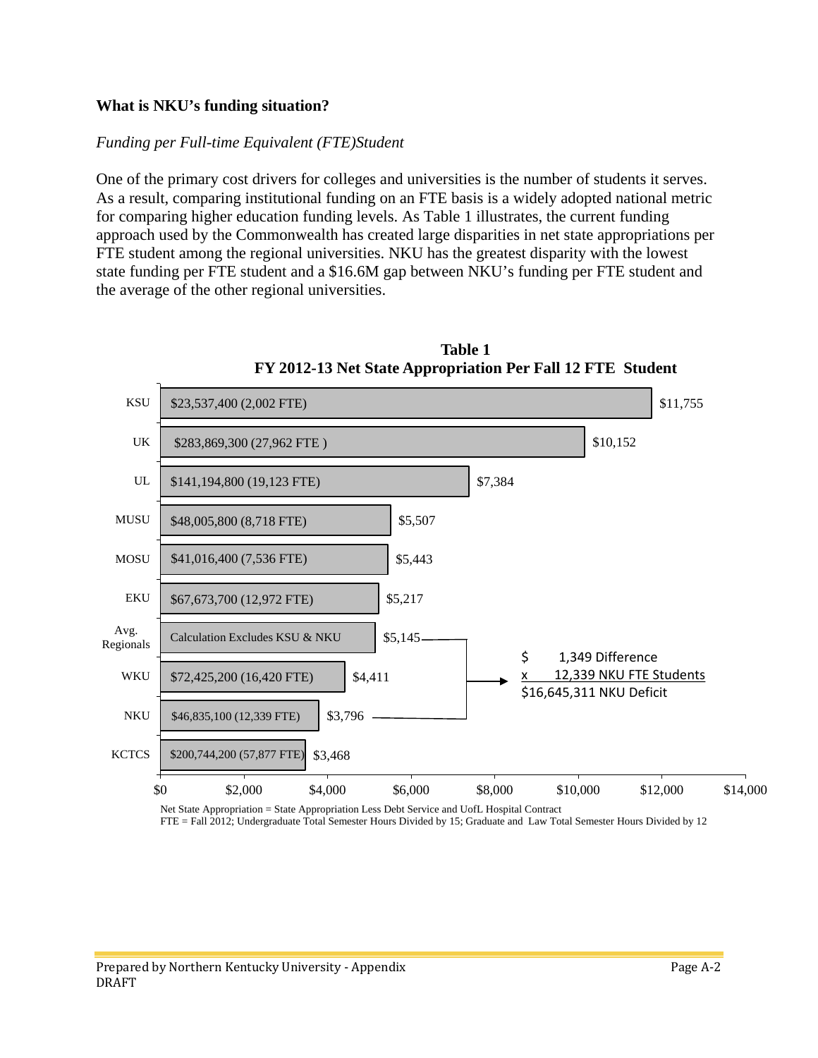**What is NKU's funding situation?**

*Funding per Full-time Equivalent (FTE)Student*

One of the primary cost drivers for colleges and universities is the number of students it serves. As a result, comparing institutional funding on an FTE basis is a widely adopted national metric for comparing higher education funding levels. As Table 1 illustrates, the current funding approach used by the Commonwealth has created large disparities in net state appropriations per FTE student among the regional universities. NKU has the greatest disparity with the lowest state funding per FTE student and a $16.6M gap between NKU's funding per FTE student and the average of the other regional universities.

**Table 1**
**FY 2012-13 Net State Appropriation Per Fall 12 FTE Student**

| Institution | Net State Appropriation (FTE) | Per FTE Student |
|---|---|---|
| KSU | $23,537,400 (2,002 FTE) | $11,755 |
| UK | $283,869,300 (27,962 FTE ) | $10,152 |
| UL | $141,194,800 (19,123 FTE) | $7,384 |
| MUSU | $48,005,800 (8,718 FTE) | $5,507 |
| MOSU | $41,016,400 (7,536 FTE) | $5,443 |
| EKU | $67,673,700 (12,972 FTE) | $5,217 |
| Avg. Regionals | Calculation Excludes KSU & NKU | $5,145 |
| WKU | $72,425,200 (16,420 FTE) | $4,411 |
| NKU | $46,835,100 (12,339 FTE) | $3,796 |
| KCTCS | $200,744,200 (57,877 FTE) | $3,468 |

| | |
|---|---|
| $ | 1,349 Difference |
| x | 12,339 NKU FTE Students |
| | $16,645,311 NKU Deficit |

Net State Appropriation = State Appropriation Less Debt Service and UofL Hospital Contract
FTE = Fall 2012; Undergraduate Total Semester Hours Divided by 15; Graduate and Law Total Semester Hours Divided by 12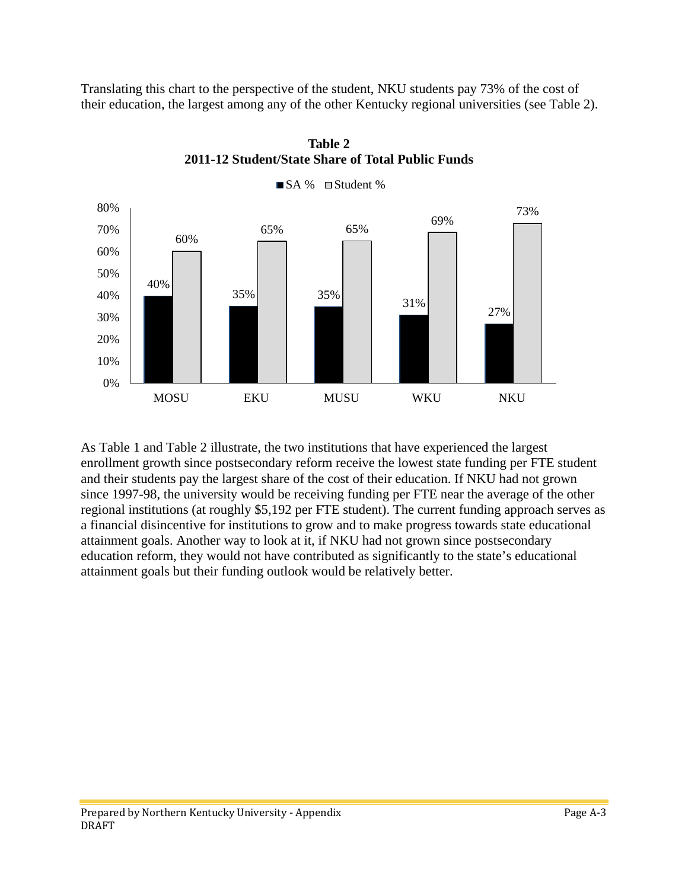Translating this chart to the perspective of the student, NKU students pay 73% of the cost of their education, the largest among any of the other Kentucky regional universities (see Table 2).

**Table 2**
**2011-12 Student/State Share of Total Public Funds**

| | SA % | Student % |
|---|---|---|
| MOSU | 40% | 60% |
| EKU | 35% | 65% |
| MUSU | 35% | 65% |
| WKU | 31% | 69% |
| NKU | 27% | 73% |

As Table 1 and Table 2 illustrate, the two institutions that have experienced the largest enrollment growth since postsecondary reform receive the lowest state funding per FTE student and their students pay the largest share of the cost of their education. If NKU had not grown since 1997-98, the university would be receiving funding per FTE near the average of the other regional institutions (at roughly $5,192 per FTE student). The current funding approach serves as a financial disincentive for institutions to grow and to make progress towards state educational attainment goals. Another way to look at it, if NKU had not grown since postsecondary education reform, they would not have contributed as significantly to the state's educational attainment goals but their funding outlook would be relatively better.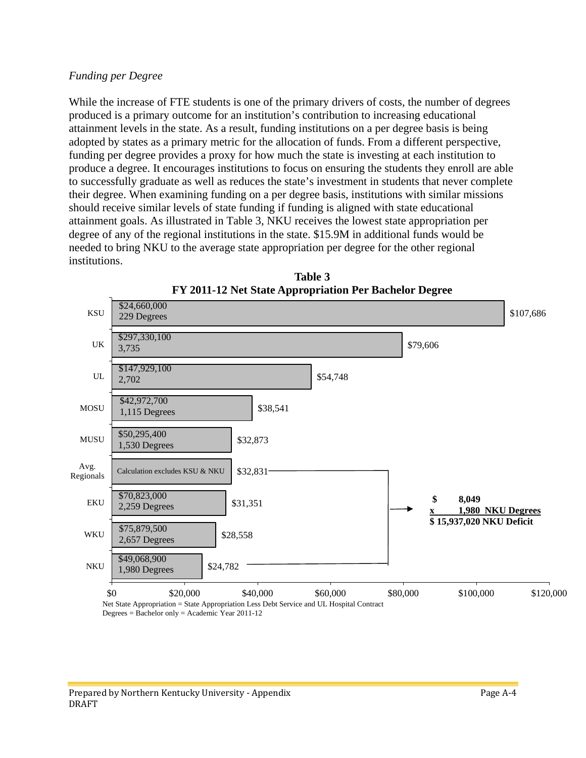*Funding per Degree*

While the increase of FTE students is one of the primary drivers of costs, the number of degrees produced is a primary outcome for an institution's contribution to increasing educational attainment levels in the state. As a result, funding institutions on a per degree basis is being adopted by states as a primary metric for the allocation of funds. From a different perspective, funding per degree provides a proxy for how much the state is investing at each institution to produce a degree. It encourages institutions to focus on ensuring the students they enroll are able to successfully graduate as well as reduces the state's investment in students that never complete their degree. When examining funding on a per degree basis, institutions with similar missions should receive similar levels of state funding if funding is aligned with state educational attainment goals. As illustrated in Table 3, NKU receives the lowest state appropriation per degree of any of the regional institutions in the state. $15.9M in additional funds would be needed to bring NKU to the average state appropriation per degree for the other regional institutions.

**Table 3**
**FY 2011-12 Net State Appropriation Per Bachelor Degree**

| Institution | Net State Appropriation | Degrees | Appropriation Per Degree |
|---|---|---|---|
| KSU | $24,660,000 | 229 Degrees | $107,686 |
| UK | $297,330,100 | 3,735 | $79,606 |
| UL | $147,929,100 | 2,702 | $54,748 |
| MOSU | $42,972,700 | 1,115 Degrees | $38,541 |
| MUSU | $50,295,400 | 1,530 Degrees | $32,873 |
| Avg. Regionals | Calculation excludes KSU & NKU | | $32,831 |
| EKU | $70,823,000 | 2,259 Degrees | $31,351 |
| WKU | $75,879,500 | 2,657 Degrees | $28,558 |
| NKU | $49,068,900 | 1,980 Degrees | $24,782 |

**$ 8,049**
**x 1,980 NKU Degrees**
**$ 15,937,020 NKU Deficit**

Net State Appropriation = State Appropriation Less Debt Service and UL Hospital Contract
Degrees = Bachelor only = Academic Year 2011-12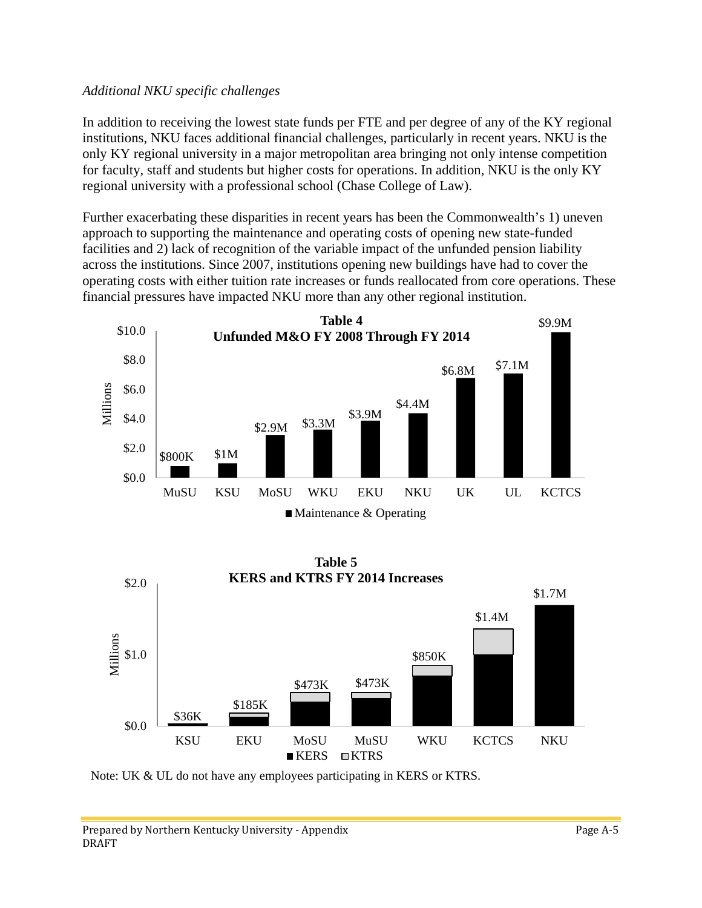*Additional NKU specific challenges*

In addition to receiving the lowest state funds per FTE and per degree of any of the KY regional institutions, NKU faces additional financial challenges, particularly in recent years. NKU is the only KY regional university in a major metropolitan area bringing not only intense competition for faculty, staff and students but higher costs for operations. In addition, NKU is the only KY regional university with a professional school (Chase College of Law).

Further exacerbating these disparities in recent years has been the Commonwealth's 1) uneven approach to supporting the maintenance and operating costs of opening new state-funded facilities and 2) lack of recognition of the variable impact of the unfunded pension liability across the institutions. Since 2007, institutions opening new buildings have had to cover the operating costs with either tuition rate increases or funds reallocated from core operations. These financial pressures have impacted NKU more than any other regional institution.

**Table 4**
**Unfunded M&O FY 2008 Through FY 2014**

| Institution | Maintenance & Operating (Millions) |
|---|---|
| MuSU | $800K |
| KSU | $1M |
| MoSU | $2.9M |
| WKU | $3.3M |
| EKU | $3.9M |
| NKU | $4.4M |
| UK | $6.8M |
| UL | $7.1M |
| KCTCS | $9.9M |

**Table 5**
**KERS and KTRS FY 2014 Increases**

| Institution | KERS + KTRS Total (Millions) |
|---|---|
| KSU | $36K |
| EKU | $185K |
| MoSU | $473K |
| MuSU | $473K |
| WKU | $850K |
| KCTCS | $1.4M |
| NKU | $1.7M |

Note: UK & UL do not have any employees participating in KERS or KTRS.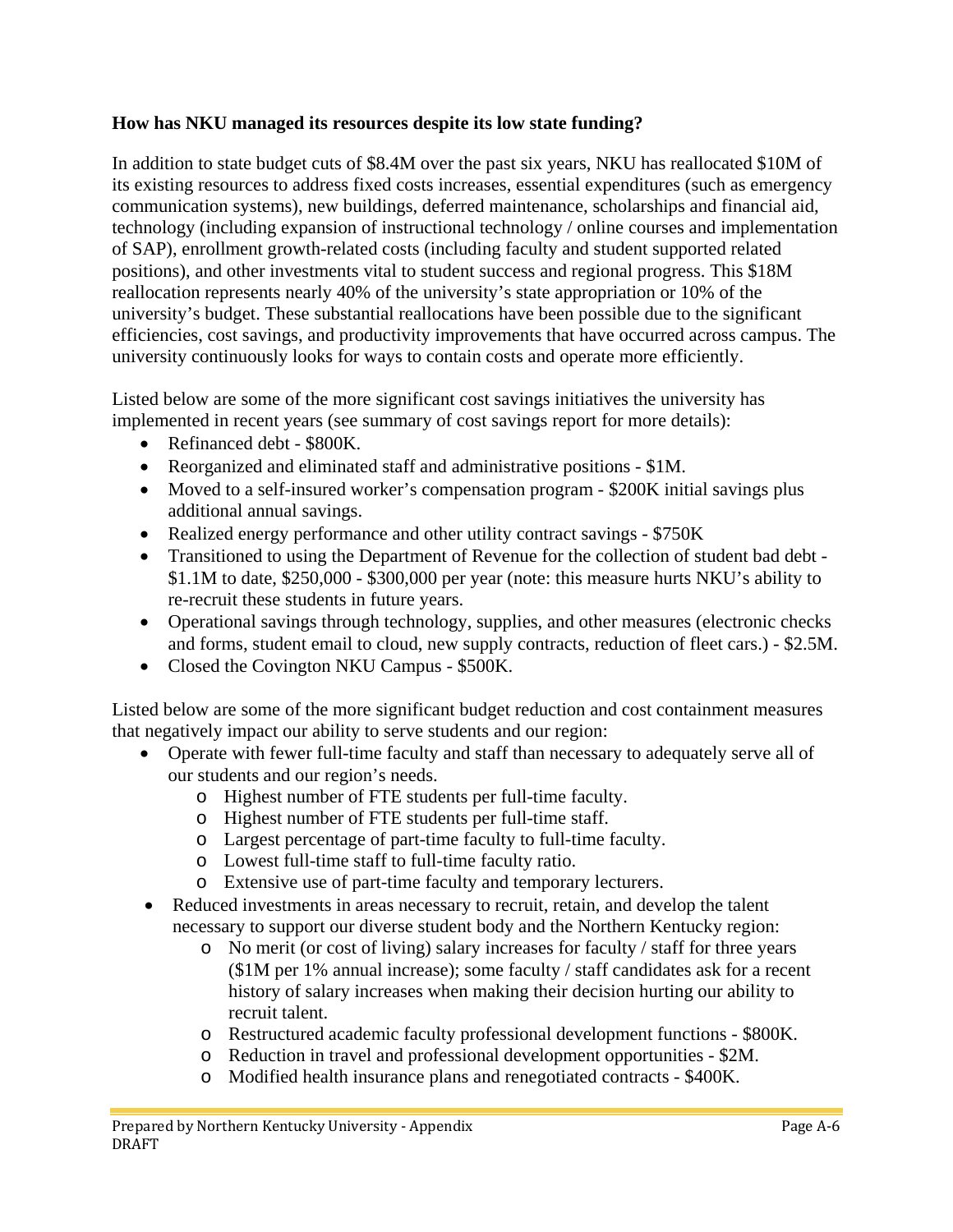**How has NKU managed its resources despite its low state funding?**

In addition to state budget cuts of $8.4M over the past six years, NKU has reallocated $10M of its existing resources to address fixed costs increases, essential expenditures (such as emergency communication systems), new buildings, deferred maintenance, scholarships and financial aid, technology (including expansion of instructional technology / online courses and implementation of SAP), enrollment growth-related costs (including faculty and student supported related positions), and other investments vital to student success and regional progress. This $18M reallocation represents nearly 40% of the university's state appropriation or 10% of the university's budget. These substantial reallocations have been possible due to the significant efficiencies, cost savings, and productivity improvements that have occurred across campus. The university continuously looks for ways to contain costs and operate more efficiently.

Listed below are some of the more significant cost savings initiatives the university has implemented in recent years (see summary of cost savings report for more details):

- Refinanced debt - $800K.
- Reorganized and eliminated staff and administrative positions - $1M.
- Moved to a self-insured worker's compensation program - $200K initial savings plus additional annual savings.
- Realized energy performance and other utility contract savings - $750K
- Transitioned to using the Department of Revenue for the collection of student bad debt - $1.1M to date, $250,000 - $300,000 per year (note: this measure hurts NKU's ability to re-recruit these students in future years.
- Operational savings through technology, supplies, and other measures (electronic checks and forms, student email to cloud, new supply contracts, reduction of fleet cars.) - $2.5M.
- Closed the Covington NKU Campus - $500K.

Listed below are some of the more significant budget reduction and cost containment measures that negatively impact our ability to serve students and our region:

- Operate with fewer full-time faculty and staff than necessary to adequately serve all of our students and our region's needs.
  - Highest number of FTE students per full-time faculty.
  - Highest number of FTE students per full-time staff.
  - Largest percentage of part-time faculty to full-time faculty.
  - Lowest full-time staff to full-time faculty ratio.
  - Extensive use of part-time faculty and temporary lecturers.
- Reduced investments in areas necessary to recruit, retain, and develop the talent necessary to support our diverse student body and the Northern Kentucky region:
  - No merit (or cost of living) salary increases for faculty / staff for three years ($1M per 1% annual increase); some faculty / staff candidates ask for a recent history of salary increases when making their decision hurting our ability to recruit talent.
  - Restructured academic faculty professional development functions - $800K.
  - Reduction in travel and professional development opportunities - $2M.
  - Modified health insurance plans and renegotiated contracts - $400K.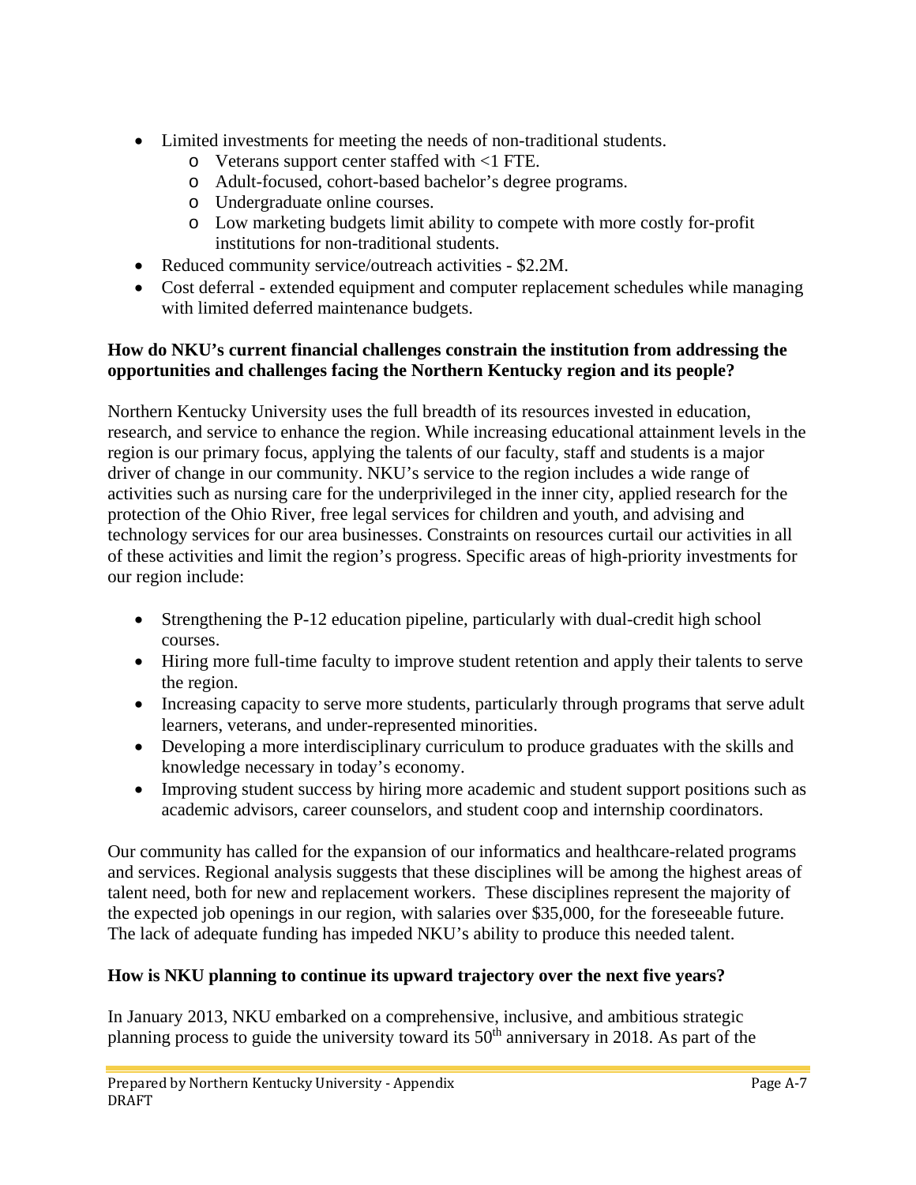- Limited investments for meeting the needs of non-traditional students.
    - Veterans support center staffed with <1 FTE.
    - Adult-focused, cohort-based bachelor's degree programs.
    - Undergraduate online courses.
    - Low marketing budgets limit ability to compete with more costly for-profit institutions for non-traditional students.
- Reduced community service/outreach activities - $2.2M.
- Cost deferral - extended equipment and computer replacement schedules while managing with limited deferred maintenance budgets.

**How do NKU's current financial challenges constrain the institution from addressing the opportunities and challenges facing the Northern Kentucky region and its people?**

Northern Kentucky University uses the full breadth of its resources invested in education, research, and service to enhance the region. While increasing educational attainment levels in the region is our primary focus, applying the talents of our faculty, staff and students is a major driver of change in our community. NKU's service to the region includes a wide range of activities such as nursing care for the underprivileged in the inner city, applied research for the protection of the Ohio River, free legal services for children and youth, and advising and technology services for our area businesses. Constraints on resources curtail our activities in all of these activities and limit the region's progress. Specific areas of high-priority investments for our region include:

- Strengthening the P-12 education pipeline, particularly with dual-credit high school courses.
- Hiring more full-time faculty to improve student retention and apply their talents to serve the region.
- Increasing capacity to serve more students, particularly through programs that serve adult learners, veterans, and under-represented minorities.
- Developing a more interdisciplinary curriculum to produce graduates with the skills and knowledge necessary in today's economy.
- Improving student success by hiring more academic and student support positions such as academic advisors, career counselors, and student coop and internship coordinators.

Our community has called for the expansion of our informatics and healthcare-related programs and services. Regional analysis suggests that these disciplines will be among the highest areas of talent need, both for new and replacement workers. These disciplines represent the majority of the expected job openings in our region, with salaries over $35,000, for the foreseeable future. The lack of adequate funding has impeded NKU's ability to produce this needed talent.

**How is NKU planning to continue its upward trajectory over the next five years?**

In January 2013, NKU embarked on a comprehensive, inclusive, and ambitious strategic planning process to guide the university toward its 50th anniversary in 2018. As part of the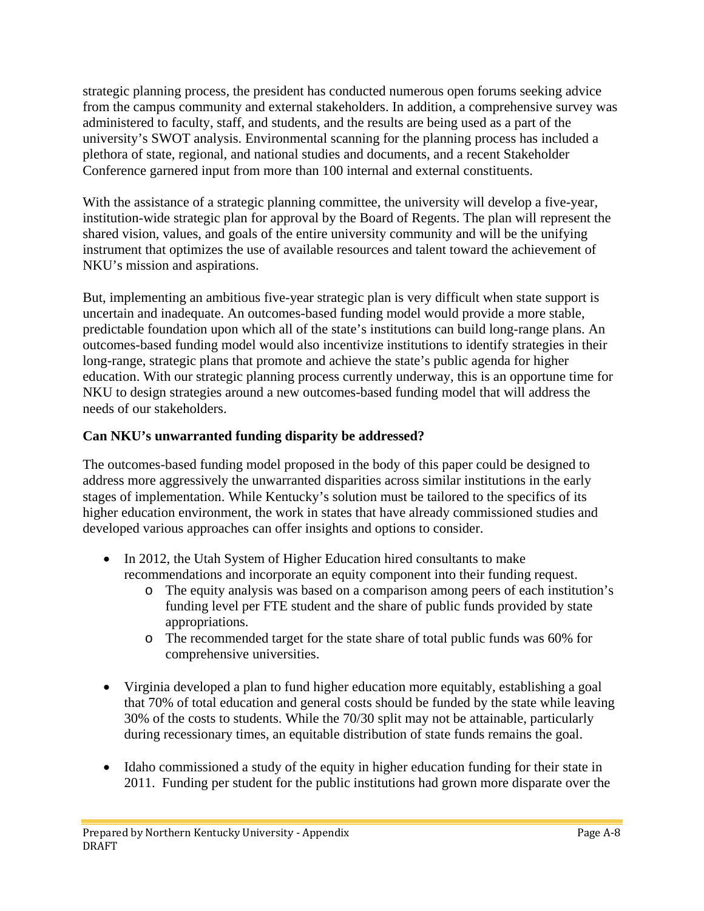strategic planning process, the president has conducted numerous open forums seeking advice from the campus community and external stakeholders. In addition, a comprehensive survey was administered to faculty, staff, and students, and the results are being used as a part of the university's SWOT analysis. Environmental scanning for the planning process has included a plethora of state, regional, and national studies and documents, and a recent Stakeholder Conference garnered input from more than 100 internal and external constituents.

With the assistance of a strategic planning committee, the university will develop a five-year, institution-wide strategic plan for approval by the Board of Regents. The plan will represent the shared vision, values, and goals of the entire university community and will be the unifying instrument that optimizes the use of available resources and talent toward the achievement of NKU's mission and aspirations.

But, implementing an ambitious five-year strategic plan is very difficult when state support is uncertain and inadequate. An outcomes-based funding model would provide a more stable, predictable foundation upon which all of the state's institutions can build long-range plans. An outcomes-based funding model would also incentivize institutions to identify strategies in their long-range, strategic plans that promote and achieve the state's public agenda for higher education. With our strategic planning process currently underway, this is an opportune time for NKU to design strategies around a new outcomes-based funding model that will address the needs of our stakeholders.

**Can NKU's unwarranted funding disparity be addressed?**

The outcomes-based funding model proposed in the body of this paper could be designed to address more aggressively the unwarranted disparities across similar institutions in the early stages of implementation. While Kentucky's solution must be tailored to the specifics of its higher education environment, the work in states that have already commissioned studies and developed various approaches can offer insights and options to consider.

- In 2012, the Utah System of Higher Education hired consultants to make recommendations and incorporate an equity component into their funding request.
  - The equity analysis was based on a comparison among peers of each institution's funding level per FTE student and the share of public funds provided by state appropriations.
  - The recommended target for the state share of total public funds was 60% for comprehensive universities.

- Virginia developed a plan to fund higher education more equitably, establishing a goal that 70% of total education and general costs should be funded by the state while leaving 30% of the costs to students. While the 70/30 split may not be attainable, particularly during recessionary times, an equitable distribution of state funds remains the goal.

- Idaho commissioned a study of the equity in higher education funding for their state in 2011. Funding per student for the public institutions had grown more disparate over the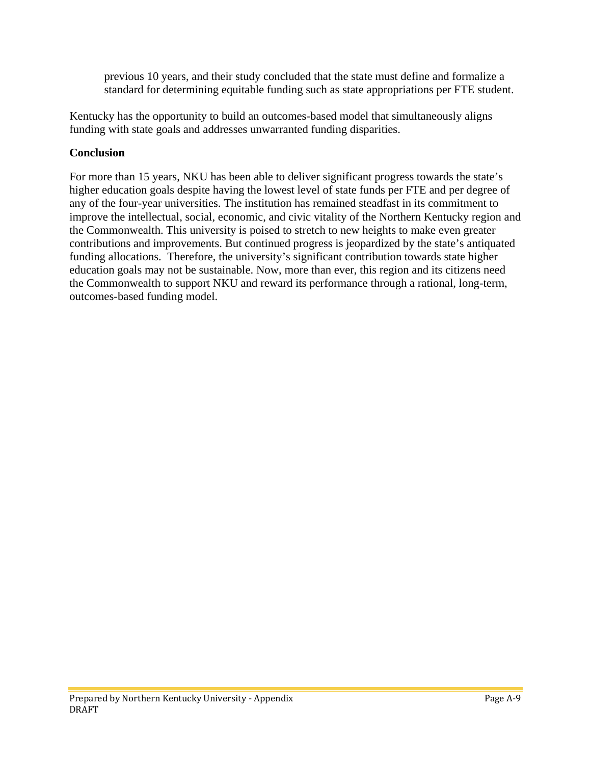previous 10 years, and their study concluded that the state must define and formalize a standard for determining equitable funding such as state appropriations per FTE student.

Kentucky has the opportunity to build an outcomes-based model that simultaneously aligns funding with state goals and addresses unwarranted funding disparities.

**Conclusion**

For more than 15 years, NKU has been able to deliver significant progress towards the state's higher education goals despite having the lowest level of state funds per FTE and per degree of any of the four-year universities. The institution has remained steadfast in its commitment to improve the intellectual, social, economic, and civic vitality of the Northern Kentucky region and the Commonwealth. This university is poised to stretch to new heights to make even greater contributions and improvements. But continued progress is jeopardized by the state's antiquated funding allocations. Therefore, the university's significant contribution towards state higher education goals may not be sustainable. Now, more than ever, this region and its citizens need the Commonwealth to support NKU and reward its performance through a rational, long-term, outcomes-based funding model.